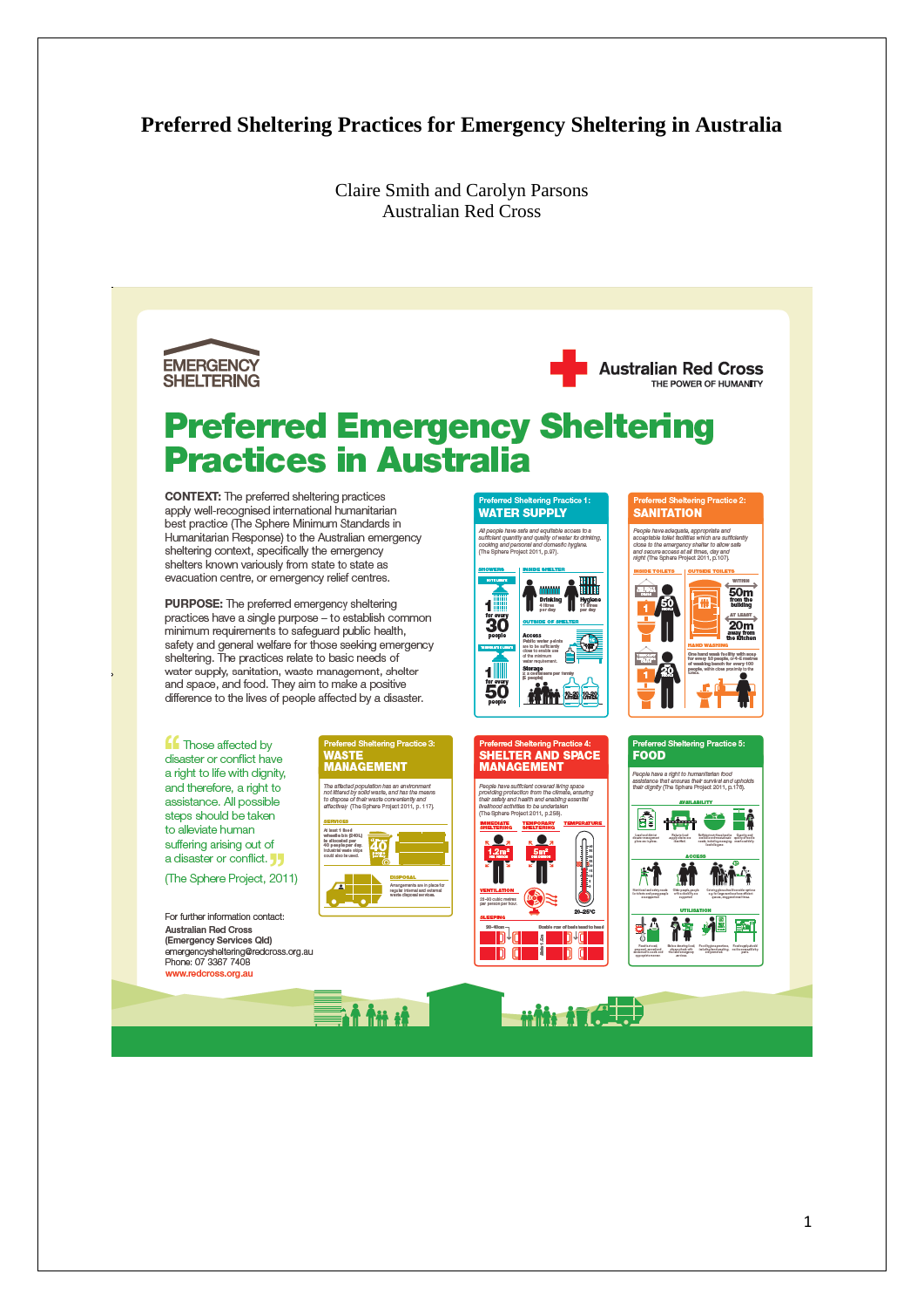# Preferred Sheltering Practices for Emergency Sheltering in Australia

Claire Smith and Carolyn Parsons
Australian Red Cross

EMERGENCY SHELTERING

Australian Red Cross
THE POWER OF HUMANITY

## Preferred Emergency Sheltering Practices in Australia

**CONTEXT:** The preferred sheltering practices apply well-recognised international humanitarian best practice (The Sphere Minimum Standards in Humanitarian Response) to the Australian emergency sheltering context, specifically the emergency shelters known variously from state to state as evacuation centre, or emergency relief centres.

**PURPOSE:** The preferred emergency sheltering practices have a single purpose – to establish common minimum requirements to safeguard public health, safety and general welfare for those seeking emergency sheltering. The practices relate to basic needs of water supply, sanitation, waste management, shelter and space, and food. They aim to make a positive difference to the lives of people affected by a disaster.

"Those affected by disaster or conflict have a right to life with dignity, and therefore, a right to assistance. All possible steps should be taken to alleviate human suffering arising out of a disaster or conflict."

(The Sphere Project, 2011)

For further information contact:
**Australian Red Cross**
**(Emergency Services Qld)**
emergencysheltering@redcross.org.au
Phone: 07 3367 7408
www.redcross.org.au

### Preferred Sheltering Practice 1: WATER SUPPLY

*All people have safe and equitable access to a sufficient quantity and quality of water for drinking, cooking and personal and domestic hygiene. (The Sphere Project 2011, p.97)*

**SHOWERS:** 1 for every 30 people; 1 for every 50 people

**INSIDE SHELTER:** Drinking 4 litres per day; Hygiene 11 litres per day

**OUTSIDE OF SHELTER:** Access – Public water points are to be sufficiently close to enable use of the minimum water requirement. Storage – 2 x containers per family (5 people); 10–20 Litres

### Preferred Sheltering Practice 2: SANITATION

*People have adequate, appropriate and acceptable toilet facilities which are sufficiently close to the emergency shelter to allow safe and secure access at all times, day and night (The Sphere Project 2011, p.107).*

**INSIDE TOILETS:** 1 for every 50 people; 1 for every 20 people

**OUTSIDE TOILETS:** Within 50m from the building; At least 20m away from the kitchen

**HAND WASHING:** One hand wash facility with soap for every 50 people, or 4–6 metres of washing bench for every 100 people, with close proximity to the toilets.

### Preferred Sheltering Practice 3: WASTE MANAGEMENT

*The affected population has an environment not littered by solid waste, and has the means to dispose of their waste conveniently and effectively (The Sphere Project 2011, p. 117).*

**SERVICES:** At least 1 fixed wheelie bin (240L) to be allocated per 40 people per day. Industrial waste skips could also be used.

**DISPOSAL:** Arrangements are in place for regular internal and external waste disposal services.

### Preferred Sheltering Practice 4: SHELTER AND SPACE MANAGEMENT

*People have sufficient covered living space providing protection from the climate, ensuring their safety and health and enabling essential livelihood activities to be undertaken (The Sphere Project 2011, p.258).*

**IMMEDIATE SHELTERING:** 1.2m² per person

**TEMPORARY SHELTERING:** 5m² per person

**TEMPERATURE:** 20–25°C

**VENTILATION:** 20–30 cubic metres per person per hour.

**SLEEPING:** Double row of beds head to head

### Preferred Sheltering Practice 5: FOOD

*People have a right to humanitarian food assistance that ensures their survival and upholds their dignity (The Sphere Project 2011, p.176).*

**AVAILABILITY**

**ACCESS**

**UTILISATION**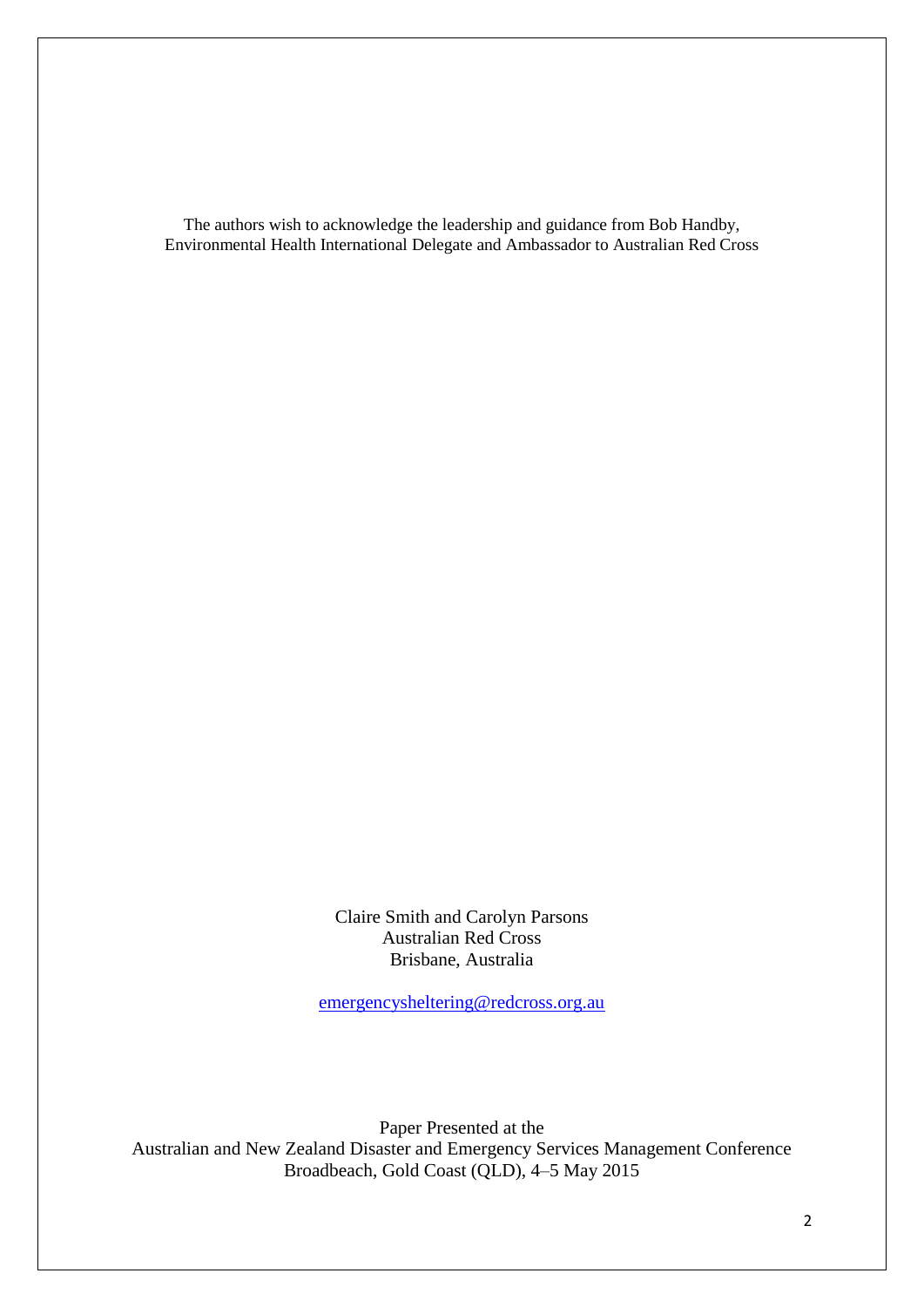The authors wish to acknowledge the leadership and guidance from Bob Handby, Environmental Health International Delegate and Ambassador to Australian Red Cross

Claire Smith and Carolyn Parsons
Australian Red Cross
Brisbane, Australia

emergencysheltering@redcross.org.au

Paper Presented at the
Australian and New Zealand Disaster and Emergency Services Management Conference
Broadbeach, Gold Coast (QLD), 4–5 May 2015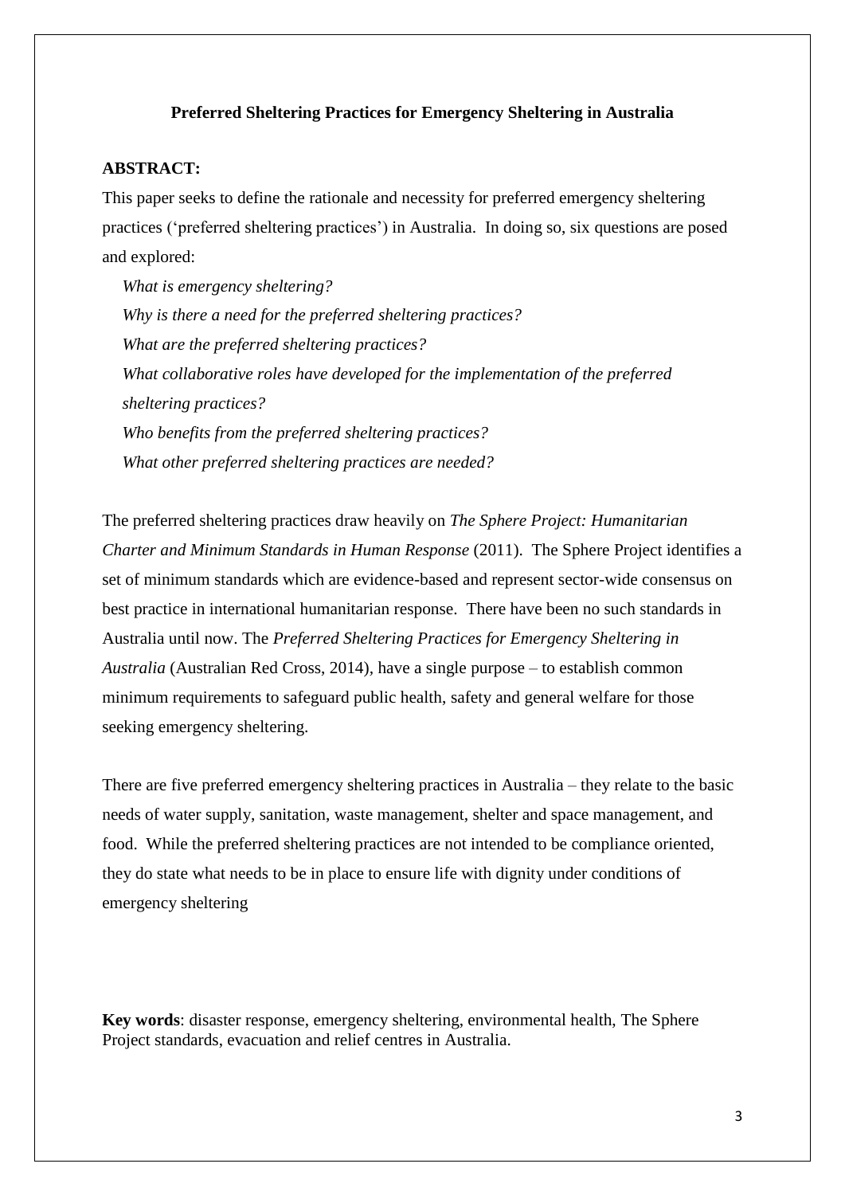**Preferred Sheltering Practices for Emergency Sheltering in Australia**

**ABSTRACT:**

This paper seeks to define the rationale and necessity for preferred emergency sheltering practices ('preferred sheltering practices') in Australia. In doing so, six questions are posed and explored:

*What is emergency sheltering?*

*Why is there a need for the preferred sheltering practices?*

*What are the preferred sheltering practices?*

*What collaborative roles have developed for the implementation of the preferred sheltering practices?*

*Who benefits from the preferred sheltering practices?*

*What other preferred sheltering practices are needed?*

The preferred sheltering practices draw heavily on *The Sphere Project: Humanitarian Charter and Minimum Standards in Human Response* (2011). The Sphere Project identifies a set of minimum standards which are evidence-based and represent sector-wide consensus on best practice in international humanitarian response. There have been no such standards in Australia until now. The *Preferred Sheltering Practices for Emergency Sheltering in Australia* (Australian Red Cross, 2014), have a single purpose – to establish common minimum requirements to safeguard public health, safety and general welfare for those seeking emergency sheltering.

There are five preferred emergency sheltering practices in Australia – they relate to the basic needs of water supply, sanitation, waste management, shelter and space management, and food. While the preferred sheltering practices are not intended to be compliance oriented, they do state what needs to be in place to ensure life with dignity under conditions of emergency sheltering

**Key words**: disaster response, emergency sheltering, environmental health, The Sphere Project standards, evacuation and relief centres in Australia.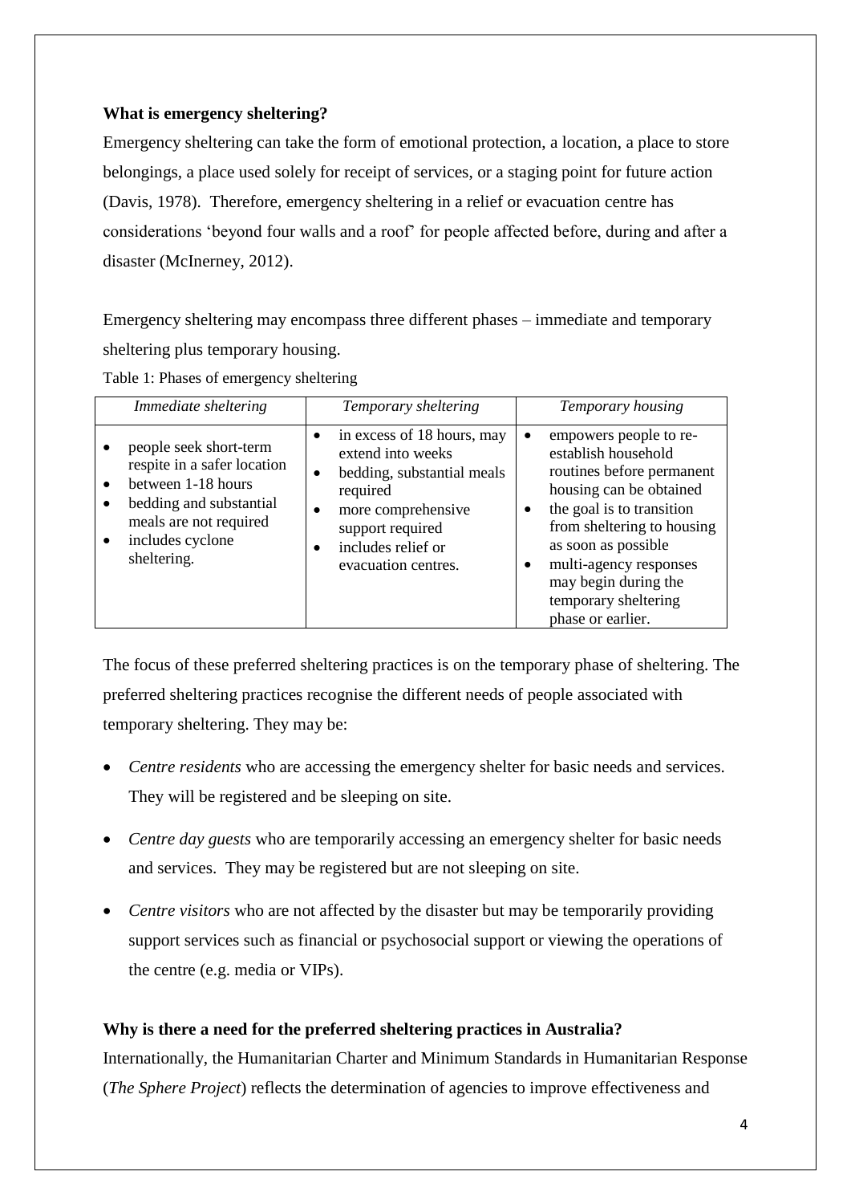**What is emergency sheltering?**

Emergency sheltering can take the form of emotional protection, a location, a place to store belongings, a place used solely for receipt of services, or a staging point for future action (Davis, 1978). Therefore, emergency sheltering in a relief or evacuation centre has considerations 'beyond four walls and a roof' for people affected before, during and after a disaster (McInerney, 2012).

Emergency sheltering may encompass three different phases – immediate and temporary sheltering plus temporary housing.

Table 1: Phases of emergency sheltering

| *Immediate sheltering* | *Temporary sheltering* | *Temporary housing* |
|---|---|---|
| • people seek short-term respite in a safer location<br>• between 1-18 hours<br>• bedding and substantial meals are not required<br>• includes cyclone sheltering. | • in excess of 18 hours, may extend into weeks<br>• bedding, substantial meals required<br>• more comprehensive support required<br>• includes relief or evacuation centres. | • empowers people to re-establish household routines before permanent housing can be obtained<br>• the goal is to transition from sheltering to housing as soon as possible<br>• multi-agency responses may begin during the temporary sheltering phase or earlier. |

The focus of these preferred sheltering practices is on the temporary phase of sheltering. The preferred sheltering practices recognise the different needs of people associated with temporary sheltering. They may be:

- *Centre residents* who are accessing the emergency shelter for basic needs and services. They will be registered and be sleeping on site.
- *Centre day guests* who are temporarily accessing an emergency shelter for basic needs and services. They may be registered but are not sleeping on site.
- *Centre visitors* who are not affected by the disaster but may be temporarily providing support services such as financial or psychosocial support or viewing the operations of the centre (e.g. media or VIPs).

**Why is there a need for the preferred sheltering practices in Australia?**

Internationally, the Humanitarian Charter and Minimum Standards in Humanitarian Response (*The Sphere Project*) reflects the determination of agencies to improve effectiveness and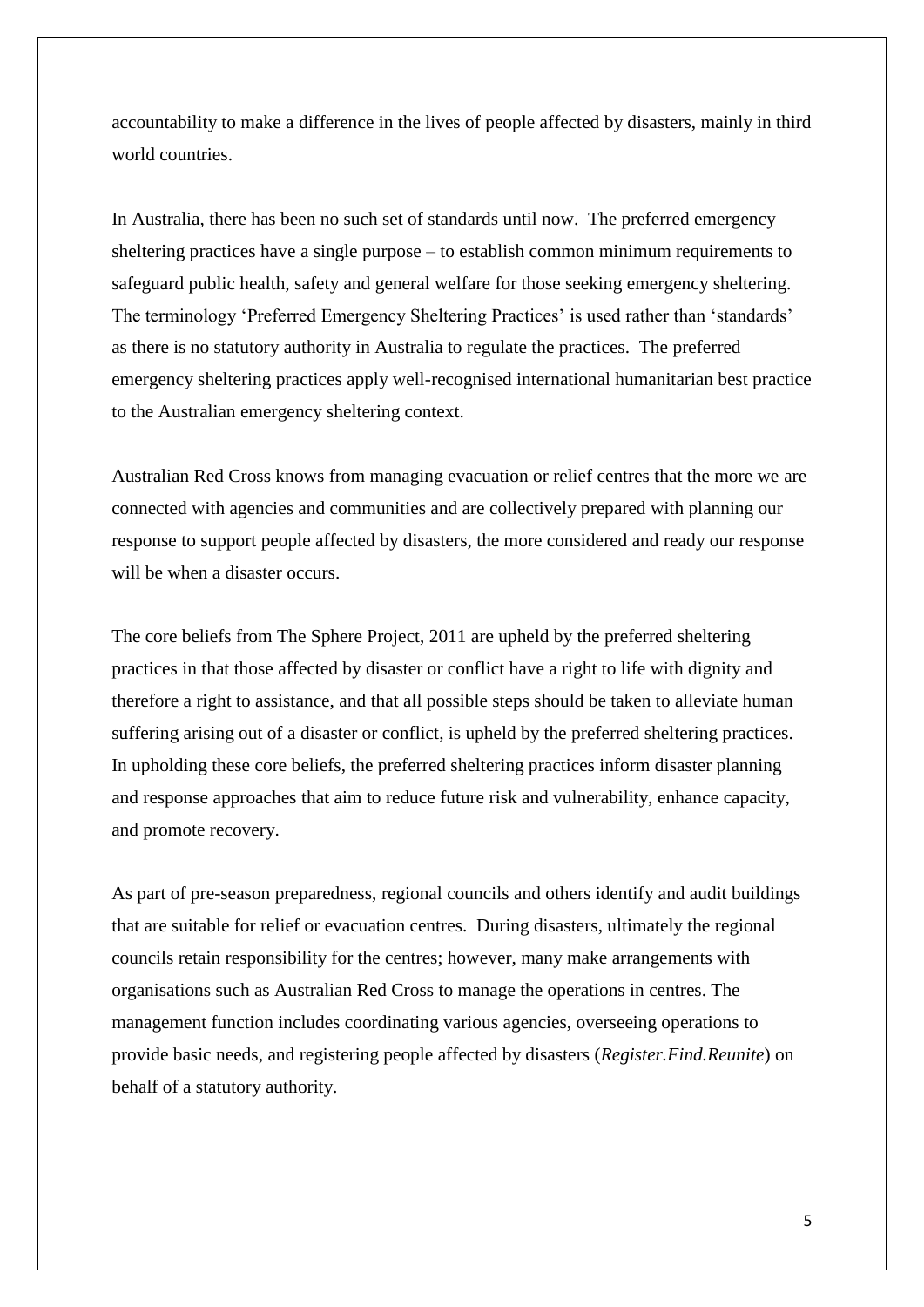accountability to make a difference in the lives of people affected by disasters, mainly in third world countries.

In Australia, there has been no such set of standards until now. The preferred emergency sheltering practices have a single purpose – to establish common minimum requirements to safeguard public health, safety and general welfare for those seeking emergency sheltering. The terminology 'Preferred Emergency Sheltering Practices' is used rather than 'standards' as there is no statutory authority in Australia to regulate the practices. The preferred emergency sheltering practices apply well-recognised international humanitarian best practice to the Australian emergency sheltering context.

Australian Red Cross knows from managing evacuation or relief centres that the more we are connected with agencies and communities and are collectively prepared with planning our response to support people affected by disasters, the more considered and ready our response will be when a disaster occurs.

The core beliefs from The Sphere Project, 2011 are upheld by the preferred sheltering practices in that those affected by disaster or conflict have a right to life with dignity and therefore a right to assistance, and that all possible steps should be taken to alleviate human suffering arising out of a disaster or conflict, is upheld by the preferred sheltering practices. In upholding these core beliefs, the preferred sheltering practices inform disaster planning and response approaches that aim to reduce future risk and vulnerability, enhance capacity, and promote recovery.

As part of pre-season preparedness, regional councils and others identify and audit buildings that are suitable for relief or evacuation centres. During disasters, ultimately the regional councils retain responsibility for the centres; however, many make arrangements with organisations such as Australian Red Cross to manage the operations in centres. The management function includes coordinating various agencies, overseeing operations to provide basic needs, and registering people affected by disasters (*Register.Find.Reunite*) on behalf of a statutory authority.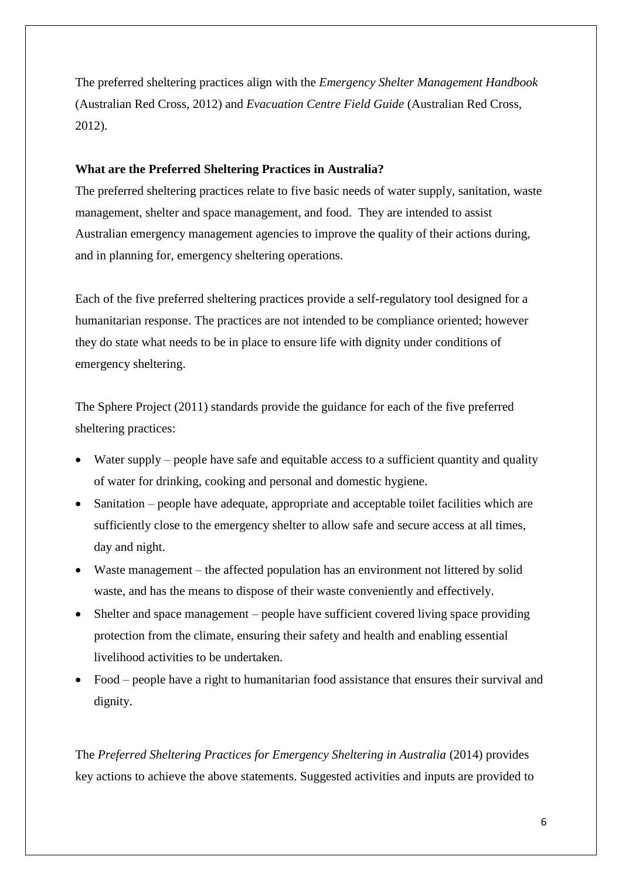The preferred sheltering practices align with the *Emergency Shelter Management Handbook* (Australian Red Cross, 2012) and *Evacuation Centre Field Guide* (Australian Red Cross, 2012).

**What are the Preferred Sheltering Practices in Australia?**

The preferred sheltering practices relate to five basic needs of water supply, sanitation, waste management, shelter and space management, and food. They are intended to assist Australian emergency management agencies to improve the quality of their actions during, and in planning for, emergency sheltering operations.

Each of the five preferred sheltering practices provide a self-regulatory tool designed for a humanitarian response. The practices are not intended to be compliance oriented; however they do state what needs to be in place to ensure life with dignity under conditions of emergency sheltering.

The Sphere Project (2011) standards provide the guidance for each of the five preferred sheltering practices:

- Water supply – people have safe and equitable access to a sufficient quantity and quality of water for drinking, cooking and personal and domestic hygiene.
- Sanitation – people have adequate, appropriate and acceptable toilet facilities which are sufficiently close to the emergency shelter to allow safe and secure access at all times, day and night.
- Waste management – the affected population has an environment not littered by solid waste, and has the means to dispose of their waste conveniently and effectively.
- Shelter and space management – people have sufficient covered living space providing protection from the climate, ensuring their safety and health and enabling essential livelihood activities to be undertaken.
- Food – people have a right to humanitarian food assistance that ensures their survival and dignity.

The *Preferred Sheltering Practices for Emergency Sheltering in Australia* (2014) provides key actions to achieve the above statements. Suggested activities and inputs are provided to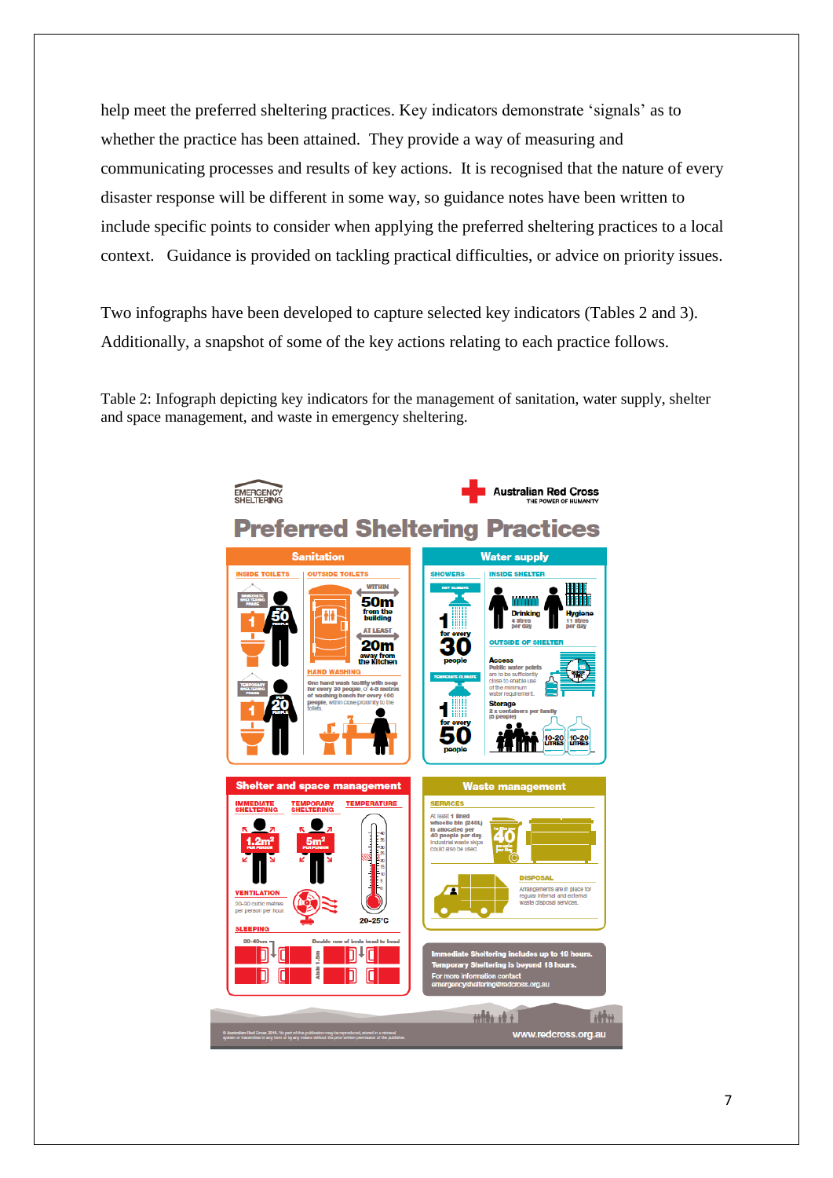help meet the preferred sheltering practices. Key indicators demonstrate 'signals' as to whether the practice has been attained. They provide a way of measuring and communicating processes and results of key actions. It is recognised that the nature of every disaster response will be different in some way, so guidance notes have been written to include specific points to consider when applying the preferred sheltering practices to a local context. Guidance is provided on tackling practical difficulties, or advice on priority issues.

Two infographs have been developed to capture selected key indicators (Tables 2 and 3). Additionally, a snapshot of some of the key actions relating to each practice follows.

Table 2: Infograph depicting key indicators for the management of sanitation, water supply, shelter and space management, and waste in emergency sheltering.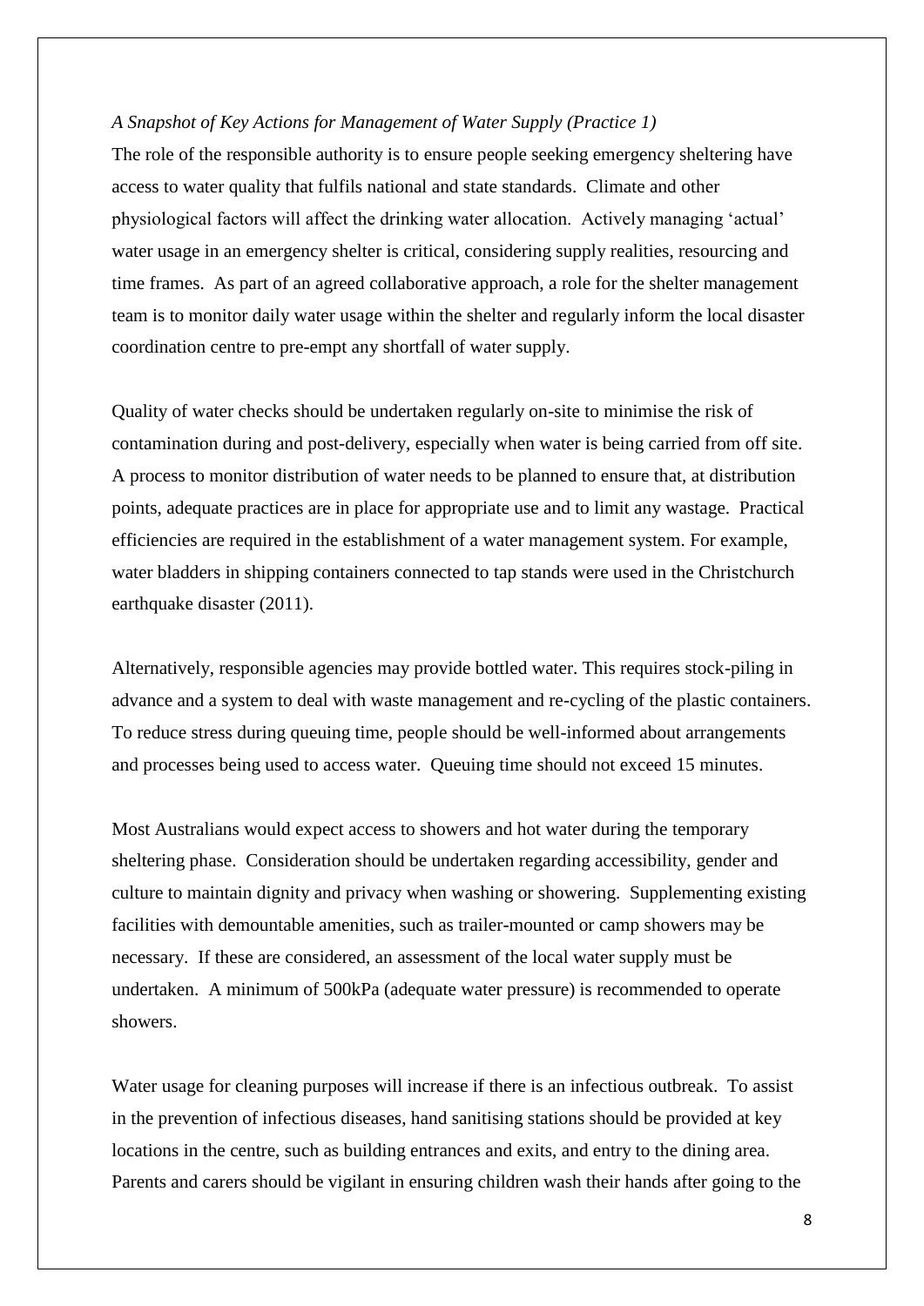*A Snapshot of Key Actions for Management of Water Supply (Practice 1)*

The role of the responsible authority is to ensure people seeking emergency sheltering have access to water quality that fulfils national and state standards. Climate and other physiological factors will affect the drinking water allocation. Actively managing 'actual' water usage in an emergency shelter is critical, considering supply realities, resourcing and time frames. As part of an agreed collaborative approach, a role for the shelter management team is to monitor daily water usage within the shelter and regularly inform the local disaster coordination centre to pre-empt any shortfall of water supply.

Quality of water checks should be undertaken regularly on-site to minimise the risk of contamination during and post-delivery, especially when water is being carried from off site. A process to monitor distribution of water needs to be planned to ensure that, at distribution points, adequate practices are in place for appropriate use and to limit any wastage. Practical efficiencies are required in the establishment of a water management system. For example, water bladders in shipping containers connected to tap stands were used in the Christchurch earthquake disaster (2011).

Alternatively, responsible agencies may provide bottled water. This requires stock-piling in advance and a system to deal with waste management and re-cycling of the plastic containers. To reduce stress during queuing time, people should be well-informed about arrangements and processes being used to access water. Queuing time should not exceed 15 minutes.

Most Australians would expect access to showers and hot water during the temporary sheltering phase. Consideration should be undertaken regarding accessibility, gender and culture to maintain dignity and privacy when washing or showering. Supplementing existing facilities with demountable amenities, such as trailer-mounted or camp showers may be necessary. If these are considered, an assessment of the local water supply must be undertaken. A minimum of 500kPa (adequate water pressure) is recommended to operate showers.

Water usage for cleaning purposes will increase if there is an infectious outbreak. To assist in the prevention of infectious diseases, hand sanitising stations should be provided at key locations in the centre, such as building entrances and exits, and entry to the dining area. Parents and carers should be vigilant in ensuring children wash their hands after going to the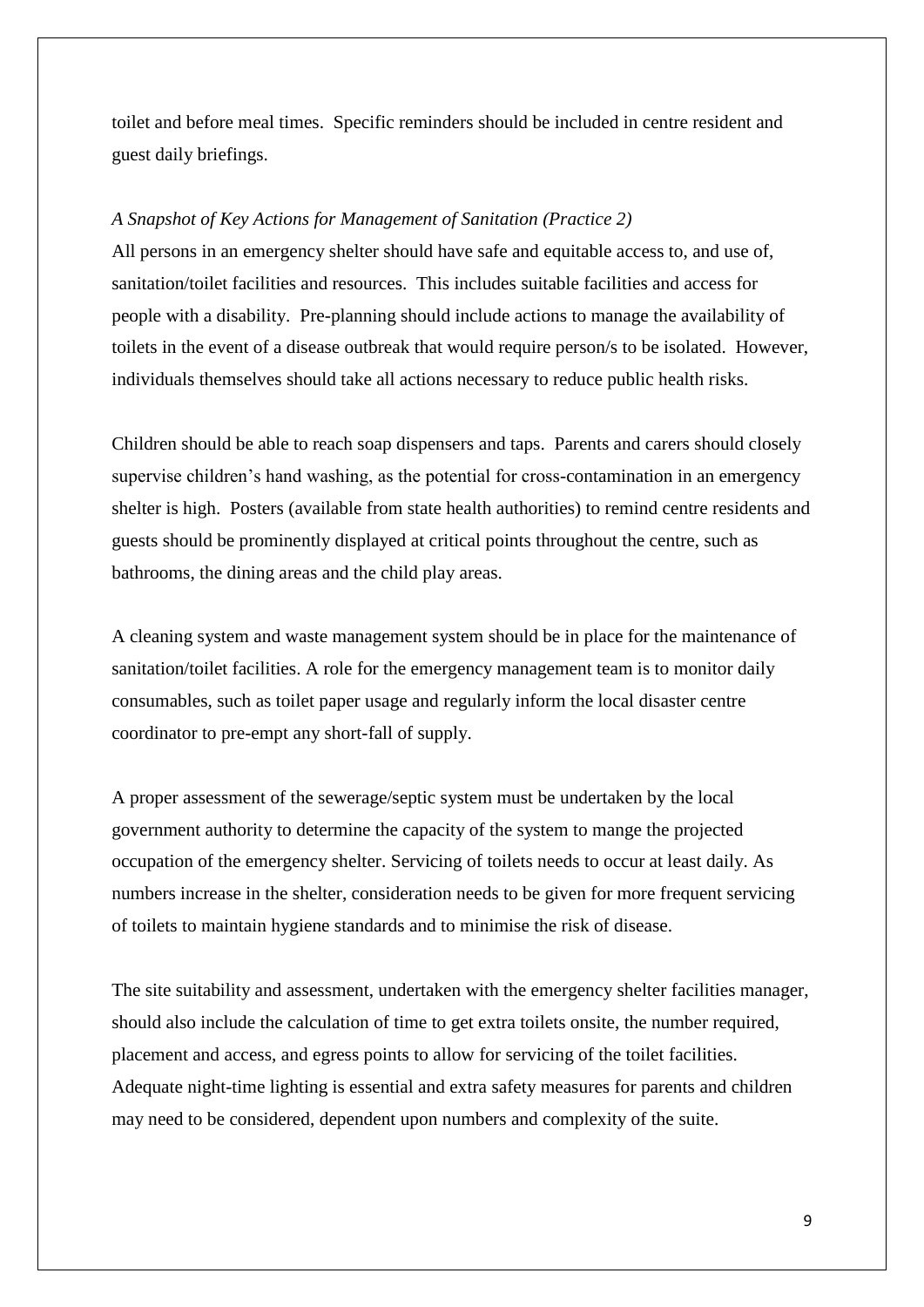toilet and before meal times. Specific reminders should be included in centre resident and guest daily briefings.

*A Snapshot of Key Actions for Management of Sanitation (Practice 2)*

All persons in an emergency shelter should have safe and equitable access to, and use of, sanitation/toilet facilities and resources. This includes suitable facilities and access for people with a disability. Pre-planning should include actions to manage the availability of toilets in the event of a disease outbreak that would require person/s to be isolated. However, individuals themselves should take all actions necessary to reduce public health risks.

Children should be able to reach soap dispensers and taps. Parents and carers should closely supervise children's hand washing, as the potential for cross-contamination in an emergency shelter is high. Posters (available from state health authorities) to remind centre residents and guests should be prominently displayed at critical points throughout the centre, such as bathrooms, the dining areas and the child play areas.

A cleaning system and waste management system should be in place for the maintenance of sanitation/toilet facilities. A role for the emergency management team is to monitor daily consumables, such as toilet paper usage and regularly inform the local disaster centre coordinator to pre-empt any short-fall of supply.

A proper assessment of the sewerage/septic system must be undertaken by the local government authority to determine the capacity of the system to mange the projected occupation of the emergency shelter. Servicing of toilets needs to occur at least daily. As numbers increase in the shelter, consideration needs to be given for more frequent servicing of toilets to maintain hygiene standards and to minimise the risk of disease.

The site suitability and assessment, undertaken with the emergency shelter facilities manager, should also include the calculation of time to get extra toilets onsite, the number required, placement and access, and egress points to allow for servicing of the toilet facilities. Adequate night-time lighting is essential and extra safety measures for parents and children may need to be considered, dependent upon numbers and complexity of the suite.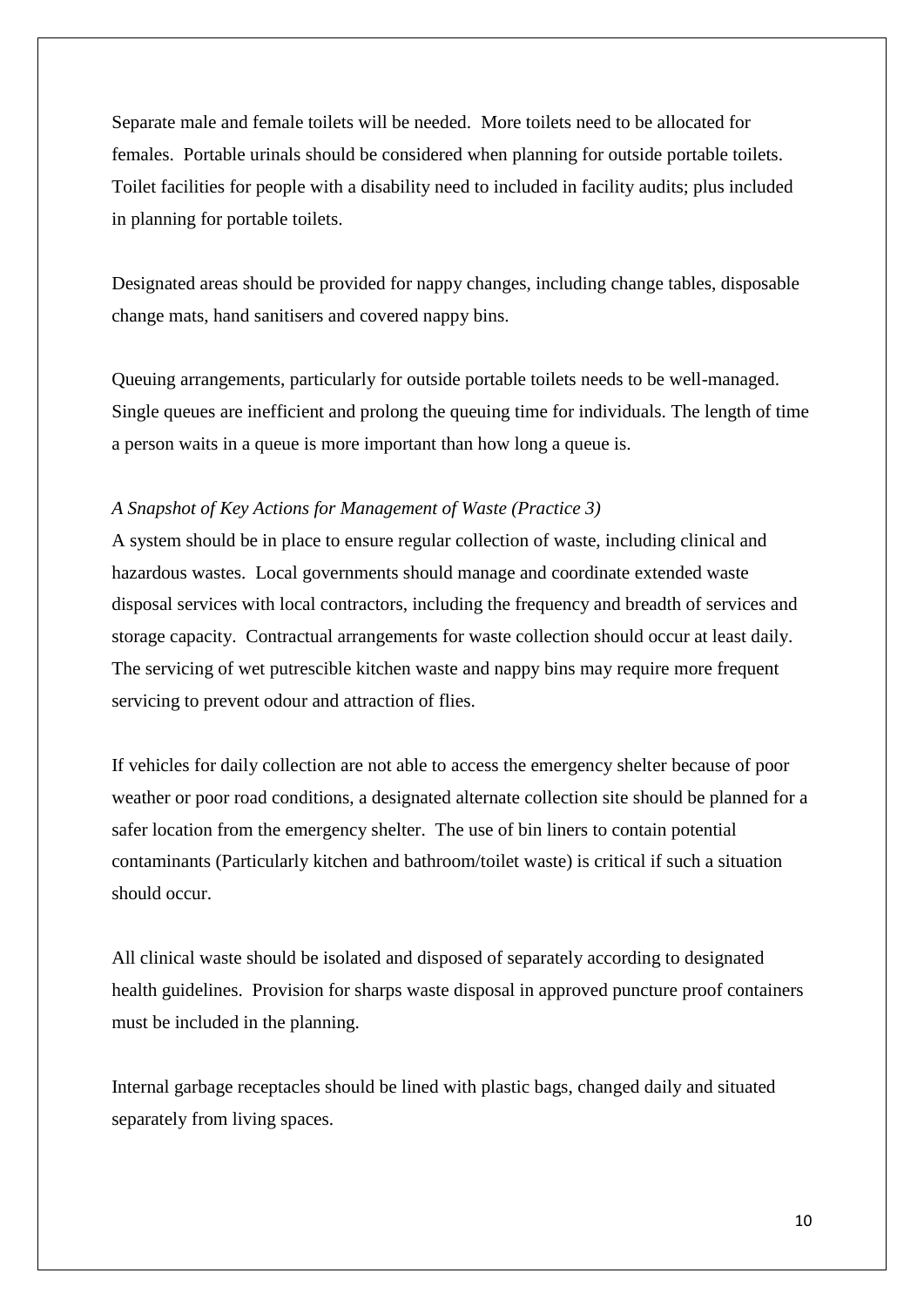Separate male and female toilets will be needed. More toilets need to be allocated for females. Portable urinals should be considered when planning for outside portable toilets. Toilet facilities for people with a disability need to included in facility audits; plus included in planning for portable toilets.

Designated areas should be provided for nappy changes, including change tables, disposable change mats, hand sanitisers and covered nappy bins.

Queuing arrangements, particularly for outside portable toilets needs to be well-managed. Single queues are inefficient and prolong the queuing time for individuals. The length of time a person waits in a queue is more important than how long a queue is.

*A Snapshot of Key Actions for Management of Waste (Practice 3)*

A system should be in place to ensure regular collection of waste, including clinical and hazardous wastes. Local governments should manage and coordinate extended waste disposal services with local contractors, including the frequency and breadth of services and storage capacity. Contractual arrangements for waste collection should occur at least daily. The servicing of wet putrescible kitchen waste and nappy bins may require more frequent servicing to prevent odour and attraction of flies.

If vehicles for daily collection are not able to access the emergency shelter because of poor weather or poor road conditions, a designated alternate collection site should be planned for a safer location from the emergency shelter. The use of bin liners to contain potential contaminants (Particularly kitchen and bathroom/toilet waste) is critical if such a situation should occur.

All clinical waste should be isolated and disposed of separately according to designated health guidelines. Provision for sharps waste disposal in approved puncture proof containers must be included in the planning.

Internal garbage receptacles should be lined with plastic bags, changed daily and situated separately from living spaces.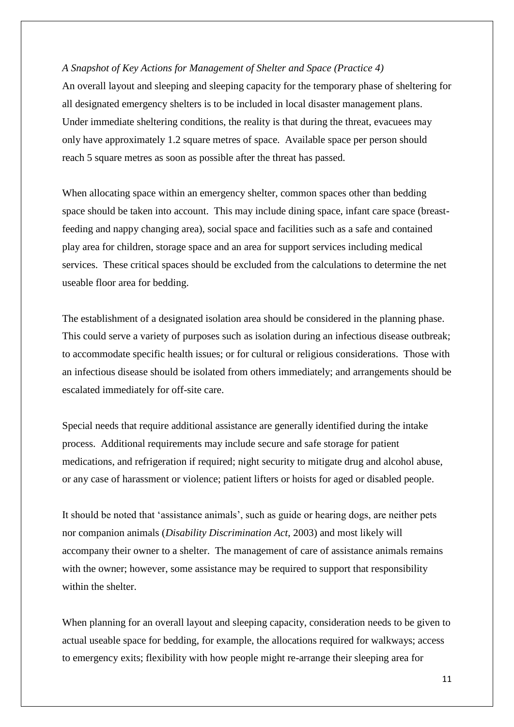*A Snapshot of Key Actions for Management of Shelter and Space (Practice 4)*

An overall layout and sleeping and sleeping capacity for the temporary phase of sheltering for all designated emergency shelters is to be included in local disaster management plans. Under immediate sheltering conditions, the reality is that during the threat, evacuees may only have approximately 1.2 square metres of space. Available space per person should reach 5 square metres as soon as possible after the threat has passed.

When allocating space within an emergency shelter, common spaces other than bedding space should be taken into account. This may include dining space, infant care space (breast-feeding and nappy changing area), social space and facilities such as a safe and contained play area for children, storage space and an area for support services including medical services. These critical spaces should be excluded from the calculations to determine the net useable floor area for bedding.

The establishment of a designated isolation area should be considered in the planning phase. This could serve a variety of purposes such as isolation during an infectious disease outbreak; to accommodate specific health issues; or for cultural or religious considerations. Those with an infectious disease should be isolated from others immediately; and arrangements should be escalated immediately for off-site care.

Special needs that require additional assistance are generally identified during the intake process. Additional requirements may include secure and safe storage for patient medications, and refrigeration if required; night security to mitigate drug and alcohol abuse, or any case of harassment or violence; patient lifters or hoists for aged or disabled people.

It should be noted that 'assistance animals', such as guide or hearing dogs, are neither pets nor companion animals (*Disability Discrimination Act*, 2003) and most likely will accompany their owner to a shelter. The management of care of assistance animals remains with the owner; however, some assistance may be required to support that responsibility within the shelter.

When planning for an overall layout and sleeping capacity, consideration needs to be given to actual useable space for bedding, for example, the allocations required for walkways; access to emergency exits; flexibility with how people might re-arrange their sleeping area for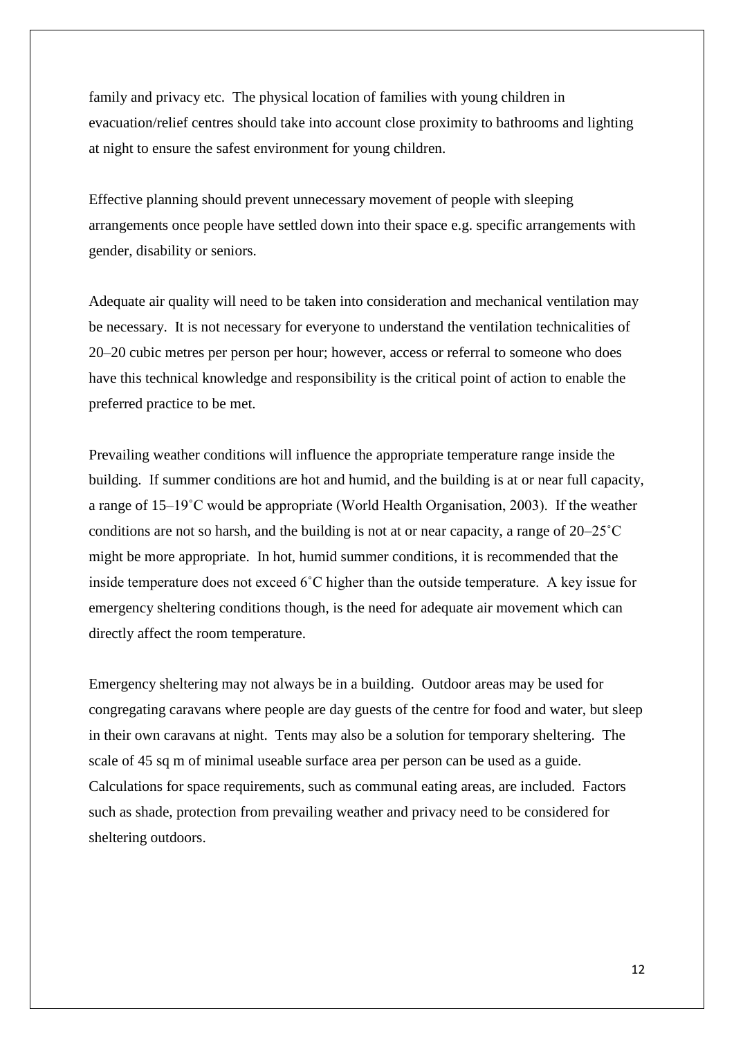family and privacy etc. The physical location of families with young children in evacuation/relief centres should take into account close proximity to bathrooms and lighting at night to ensure the safest environment for young children.

Effective planning should prevent unnecessary movement of people with sleeping arrangements once people have settled down into their space e.g. specific arrangements with gender, disability or seniors.

Adequate air quality will need to be taken into consideration and mechanical ventilation may be necessary. It is not necessary for everyone to understand the ventilation technicalities of 20–20 cubic metres per person per hour; however, access or referral to someone who does have this technical knowledge and responsibility is the critical point of action to enable the preferred practice to be met.

Prevailing weather conditions will influence the appropriate temperature range inside the building. If summer conditions are hot and humid, and the building is at or near full capacity, a range of 15–19˚C would be appropriate (World Health Organisation, 2003). If the weather conditions are not so harsh, and the building is not at or near capacity, a range of 20–25˚C might be more appropriate. In hot, humid summer conditions, it is recommended that the inside temperature does not exceed 6˚C higher than the outside temperature. A key issue for emergency sheltering conditions though, is the need for adequate air movement which can directly affect the room temperature.

Emergency sheltering may not always be in a building. Outdoor areas may be used for congregating caravans where people are day guests of the centre for food and water, but sleep in their own caravans at night. Tents may also be a solution for temporary sheltering. The scale of 45 sq m of minimal useable surface area per person can be used as a guide. Calculations for space requirements, such as communal eating areas, are included. Factors such as shade, protection from prevailing weather and privacy need to be considered for sheltering outdoors.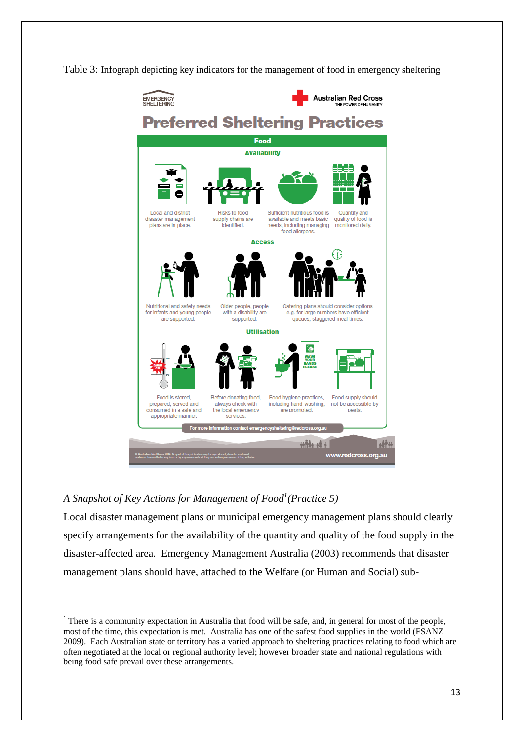Table 3: Infograph depicting key indicators for the management of food in emergency sheltering

EMERGENCY SHELTERING

Australian Red Cross
THE POWER OF HUMANITY

# Preferred Sheltering Practices

## Food

### Availability

- Local and district disaster management plans are in place.
- Risks to food supply chains are identified.
- Sufficient nutritious food is available and meets basic needs, including managing food allergens.
- Quantity and quality of food is monitored daily.

### Access

- Nutritional and safety needs for infants and young people are supported.
- Older people, people with a disability are supported.
- Catering plans should consider options e.g. for large numbers have efficient queues, staggered meal times.

### Utilisation

- Food is stored, prepared, served and consumed in a safe and appropriate manner.
- Before donating food, always check with the local emergency services.
- Food hygiene practices, including hand-washing, are promoted.
- Food supply should not be accessible by pests.

For more information contact emergencysheltering@redcross.org.au

www.redcross.org.au

*A Snapshot of Key Actions for Management of Food*[1] *(Practice 5)*

Local disaster management plans or municipal emergency management plans should clearly specify arrangements for the availability of the quantity and quality of the food supply in the disaster-affected area. Emergency Management Australia (2003) recommends that disaster management plans should have, attached to the Welfare (or Human and Social) sub-

---

[1] There is a community expectation in Australia that food will be safe, and, in general for most of the people, most of the time, this expectation is met. Australia has one of the safest food supplies in the world (FSANZ 2009). Each Australian state or territory has a varied approach to sheltering practices relating to food which are often negotiated at the local or regional authority level; however broader state and national regulations with being food safe prevail over these arrangements.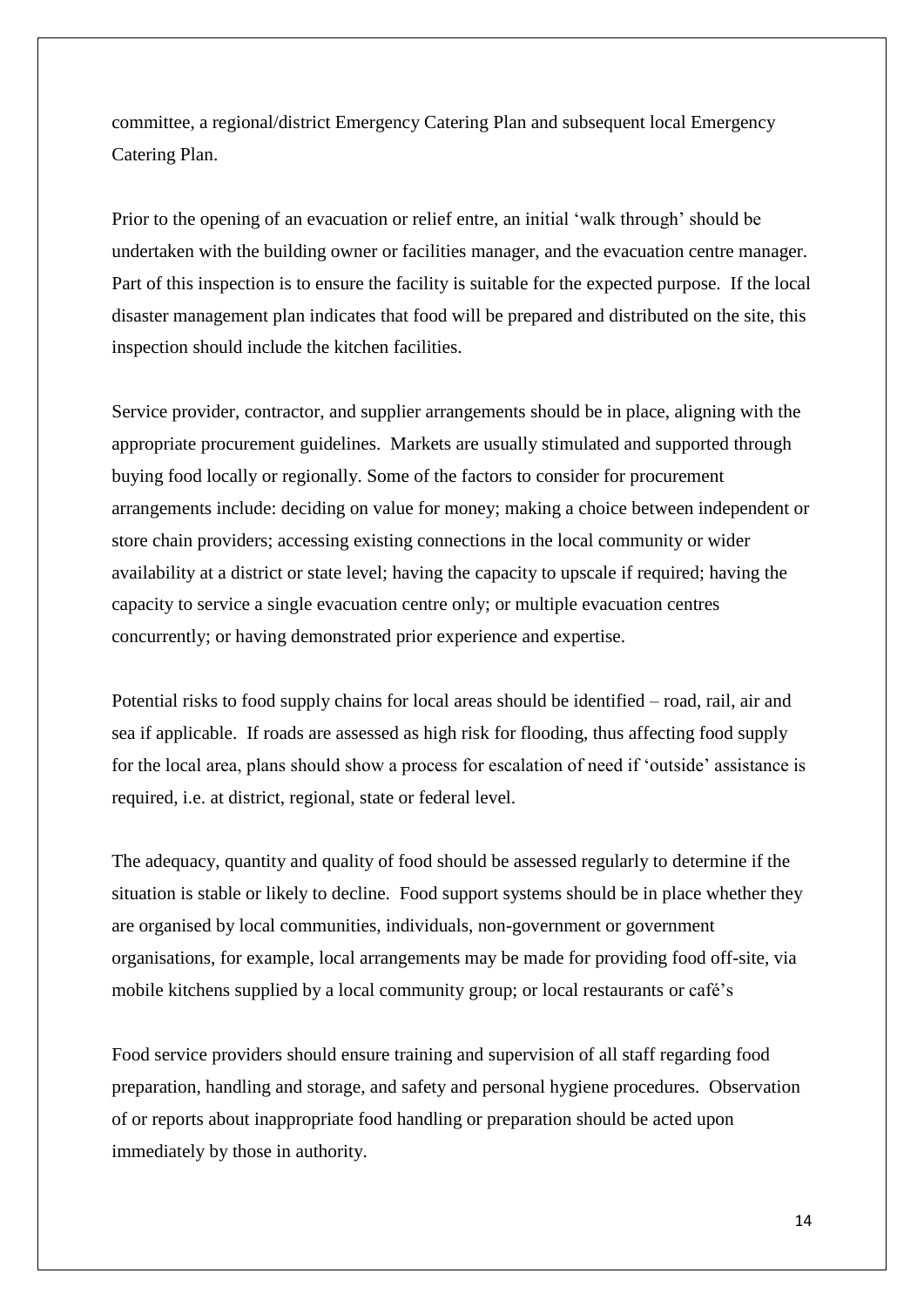committee, a regional/district Emergency Catering Plan and subsequent local Emergency Catering Plan.

Prior to the opening of an evacuation or relief entre, an initial 'walk through' should be undertaken with the building owner or facilities manager, and the evacuation centre manager. Part of this inspection is to ensure the facility is suitable for the expected purpose. If the local disaster management plan indicates that food will be prepared and distributed on the site, this inspection should include the kitchen facilities.

Service provider, contractor, and supplier arrangements should be in place, aligning with the appropriate procurement guidelines. Markets are usually stimulated and supported through buying food locally or regionally. Some of the factors to consider for procurement arrangements include: deciding on value for money; making a choice between independent or store chain providers; accessing existing connections in the local community or wider availability at a district or state level; having the capacity to upscale if required; having the capacity to service a single evacuation centre only; or multiple evacuation centres concurrently; or having demonstrated prior experience and expertise.

Potential risks to food supply chains for local areas should be identified – road, rail, air and sea if applicable. If roads are assessed as high risk for flooding, thus affecting food supply for the local area, plans should show a process for escalation of need if 'outside' assistance is required, i.e. at district, regional, state or federal level.

The adequacy, quantity and quality of food should be assessed regularly to determine if the situation is stable or likely to decline. Food support systems should be in place whether they are organised by local communities, individuals, non-government or government organisations, for example, local arrangements may be made for providing food off-site, via mobile kitchens supplied by a local community group; or local restaurants or café's

Food service providers should ensure training and supervision of all staff regarding food preparation, handling and storage, and safety and personal hygiene procedures. Observation of or reports about inappropriate food handling or preparation should be acted upon immediately by those in authority.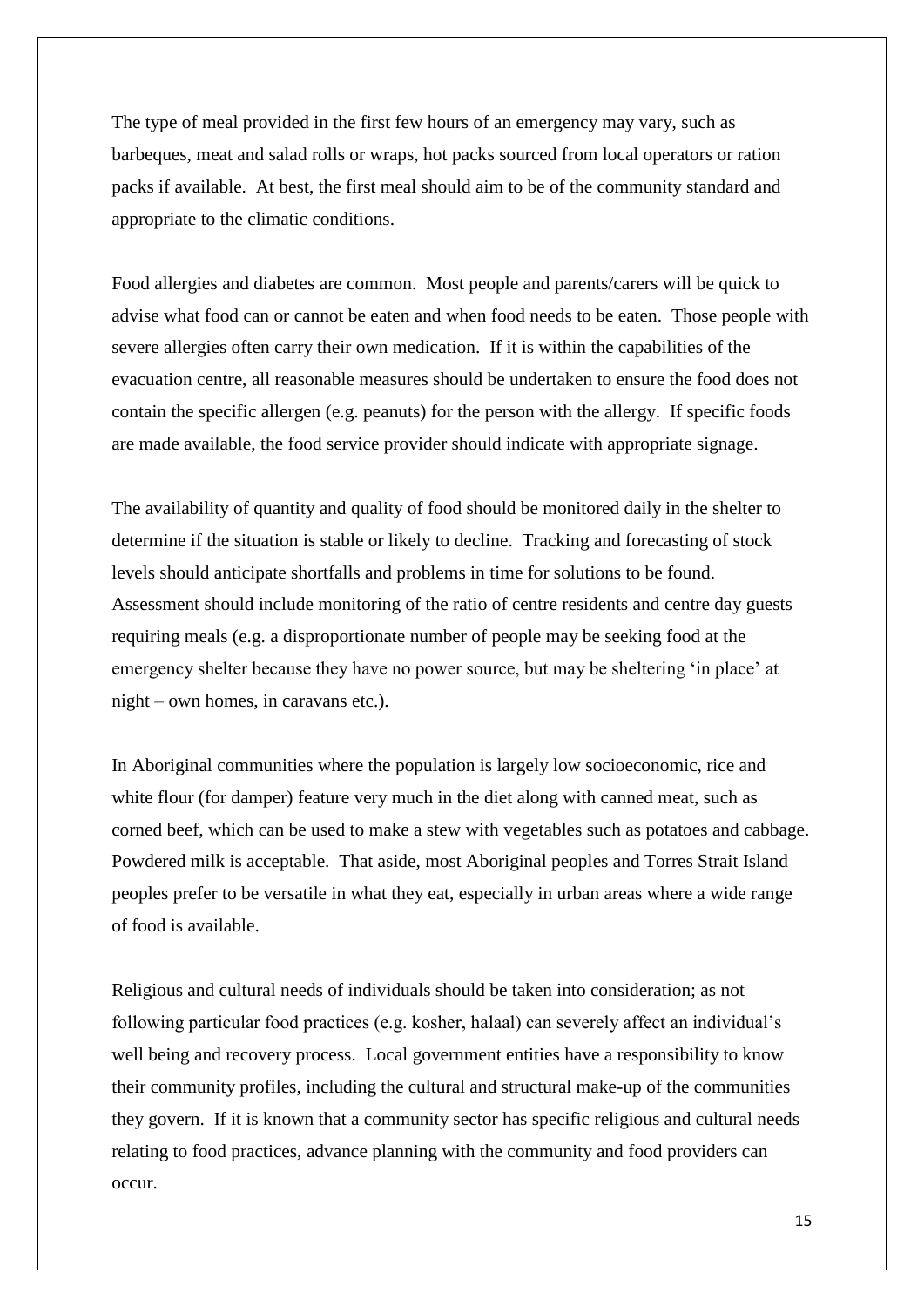The type of meal provided in the first few hours of an emergency may vary, such as barbeques, meat and salad rolls or wraps, hot packs sourced from local operators or ration packs if available. At best, the first meal should aim to be of the community standard and appropriate to the climatic conditions.

Food allergies and diabetes are common. Most people and parents/carers will be quick to advise what food can or cannot be eaten and when food needs to be eaten. Those people with severe allergies often carry their own medication. If it is within the capabilities of the evacuation centre, all reasonable measures should be undertaken to ensure the food does not contain the specific allergen (e.g. peanuts) for the person with the allergy. If specific foods are made available, the food service provider should indicate with appropriate signage.

The availability of quantity and quality of food should be monitored daily in the shelter to determine if the situation is stable or likely to decline. Tracking and forecasting of stock levels should anticipate shortfalls and problems in time for solutions to be found. Assessment should include monitoring of the ratio of centre residents and centre day guests requiring meals (e.g. a disproportionate number of people may be seeking food at the emergency shelter because they have no power source, but may be sheltering 'in place' at night – own homes, in caravans etc.).

In Aboriginal communities where the population is largely low socioeconomic, rice and white flour (for damper) feature very much in the diet along with canned meat, such as corned beef, which can be used to make a stew with vegetables such as potatoes and cabbage. Powdered milk is acceptable. That aside, most Aboriginal peoples and Torres Strait Island peoples prefer to be versatile in what they eat, especially in urban areas where a wide range of food is available.

Religious and cultural needs of individuals should be taken into consideration; as not following particular food practices (e.g. kosher, halaal) can severely affect an individual's well being and recovery process. Local government entities have a responsibility to know their community profiles, including the cultural and structural make-up of the communities they govern. If it is known that a community sector has specific religious and cultural needs relating to food practices, advance planning with the community and food providers can occur.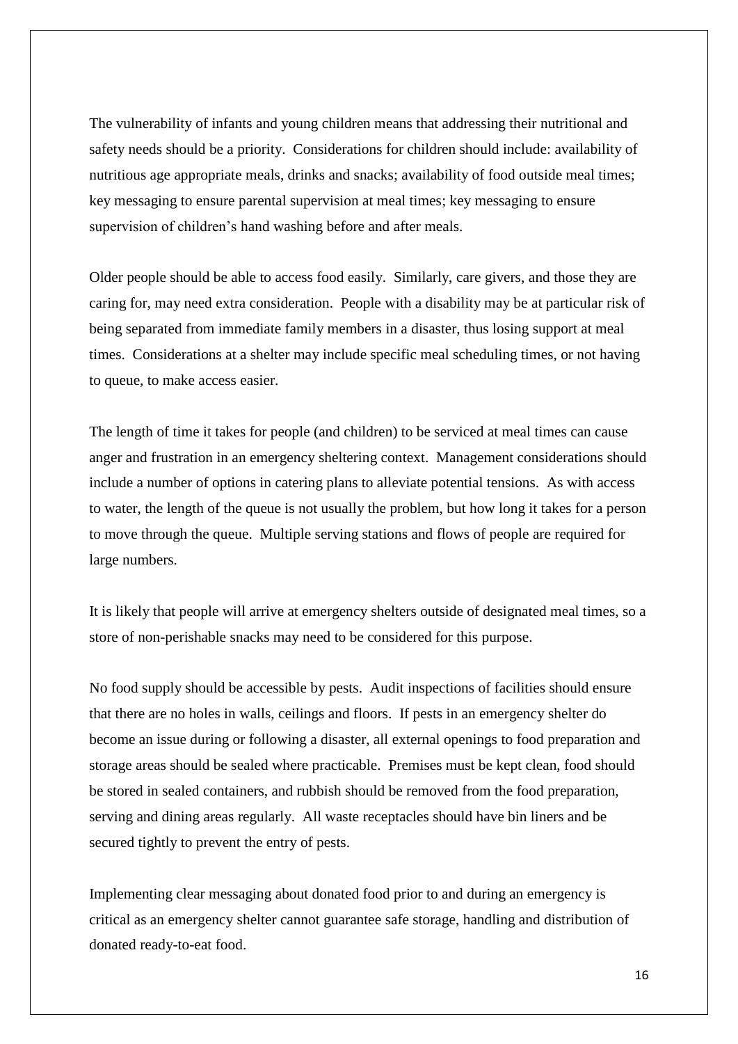The vulnerability of infants and young children means that addressing their nutritional and safety needs should be a priority. Considerations for children should include: availability of nutritious age appropriate meals, drinks and snacks; availability of food outside meal times; key messaging to ensure parental supervision at meal times; key messaging to ensure supervision of children's hand washing before and after meals.

Older people should be able to access food easily. Similarly, care givers, and those they are caring for, may need extra consideration. People with a disability may be at particular risk of being separated from immediate family members in a disaster, thus losing support at meal times. Considerations at a shelter may include specific meal scheduling times, or not having to queue, to make access easier.

The length of time it takes for people (and children) to be serviced at meal times can cause anger and frustration in an emergency sheltering context. Management considerations should include a number of options in catering plans to alleviate potential tensions. As with access to water, the length of the queue is not usually the problem, but how long it takes for a person to move through the queue. Multiple serving stations and flows of people are required for large numbers.

It is likely that people will arrive at emergency shelters outside of designated meal times, so a store of non-perishable snacks may need to be considered for this purpose.

No food supply should be accessible by pests. Audit inspections of facilities should ensure that there are no holes in walls, ceilings and floors. If pests in an emergency shelter do become an issue during or following a disaster, all external openings to food preparation and storage areas should be sealed where practicable. Premises must be kept clean, food should be stored in sealed containers, and rubbish should be removed from the food preparation, serving and dining areas regularly. All waste receptacles should have bin liners and be secured tightly to prevent the entry of pests.

Implementing clear messaging about donated food prior to and during an emergency is critical as an emergency shelter cannot guarantee safe storage, handling and distribution of donated ready-to-eat food.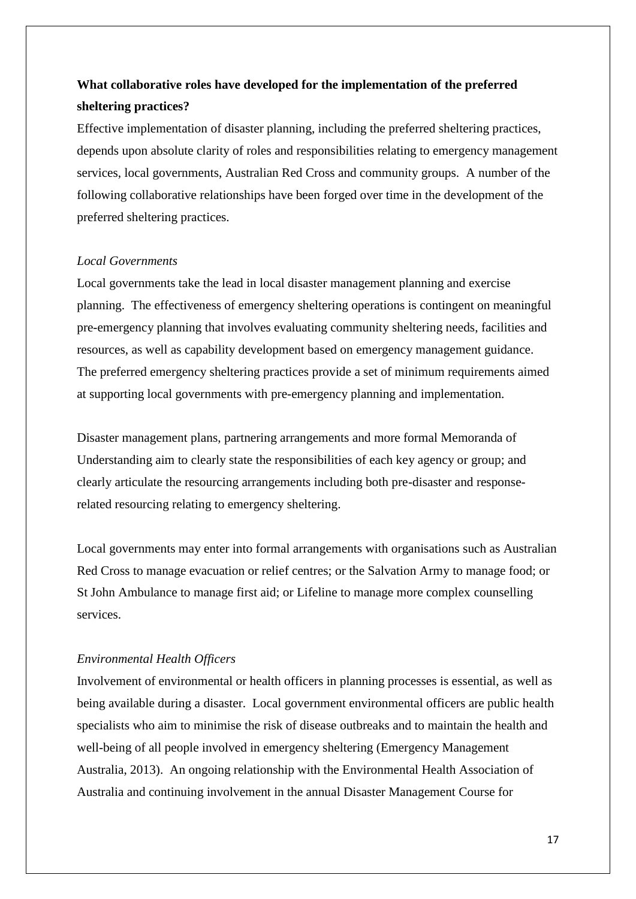**What collaborative roles have developed for the implementation of the preferred sheltering practices?**

Effective implementation of disaster planning, including the preferred sheltering practices, depends upon absolute clarity of roles and responsibilities relating to emergency management services, local governments, Australian Red Cross and community groups. A number of the following collaborative relationships have been forged over time in the development of the preferred sheltering practices.

*Local Governments*

Local governments take the lead in local disaster management planning and exercise planning. The effectiveness of emergency sheltering operations is contingent on meaningful pre-emergency planning that involves evaluating community sheltering needs, facilities and resources, as well as capability development based on emergency management guidance. The preferred emergency sheltering practices provide a set of minimum requirements aimed at supporting local governments with pre-emergency planning and implementation.

Disaster management plans, partnering arrangements and more formal Memoranda of Understanding aim to clearly state the responsibilities of each key agency or group; and clearly articulate the resourcing arrangements including both pre-disaster and response-related resourcing relating to emergency sheltering.

Local governments may enter into formal arrangements with organisations such as Australian Red Cross to manage evacuation or relief centres; or the Salvation Army to manage food; or St John Ambulance to manage first aid; or Lifeline to manage more complex counselling services.

*Environmental Health Officers*

Involvement of environmental or health officers in planning processes is essential, as well as being available during a disaster. Local government environmental officers are public health specialists who aim to minimise the risk of disease outbreaks and to maintain the health and well-being of all people involved in emergency sheltering (Emergency Management Australia, 2013). An ongoing relationship with the Environmental Health Association of Australia and continuing involvement in the annual Disaster Management Course for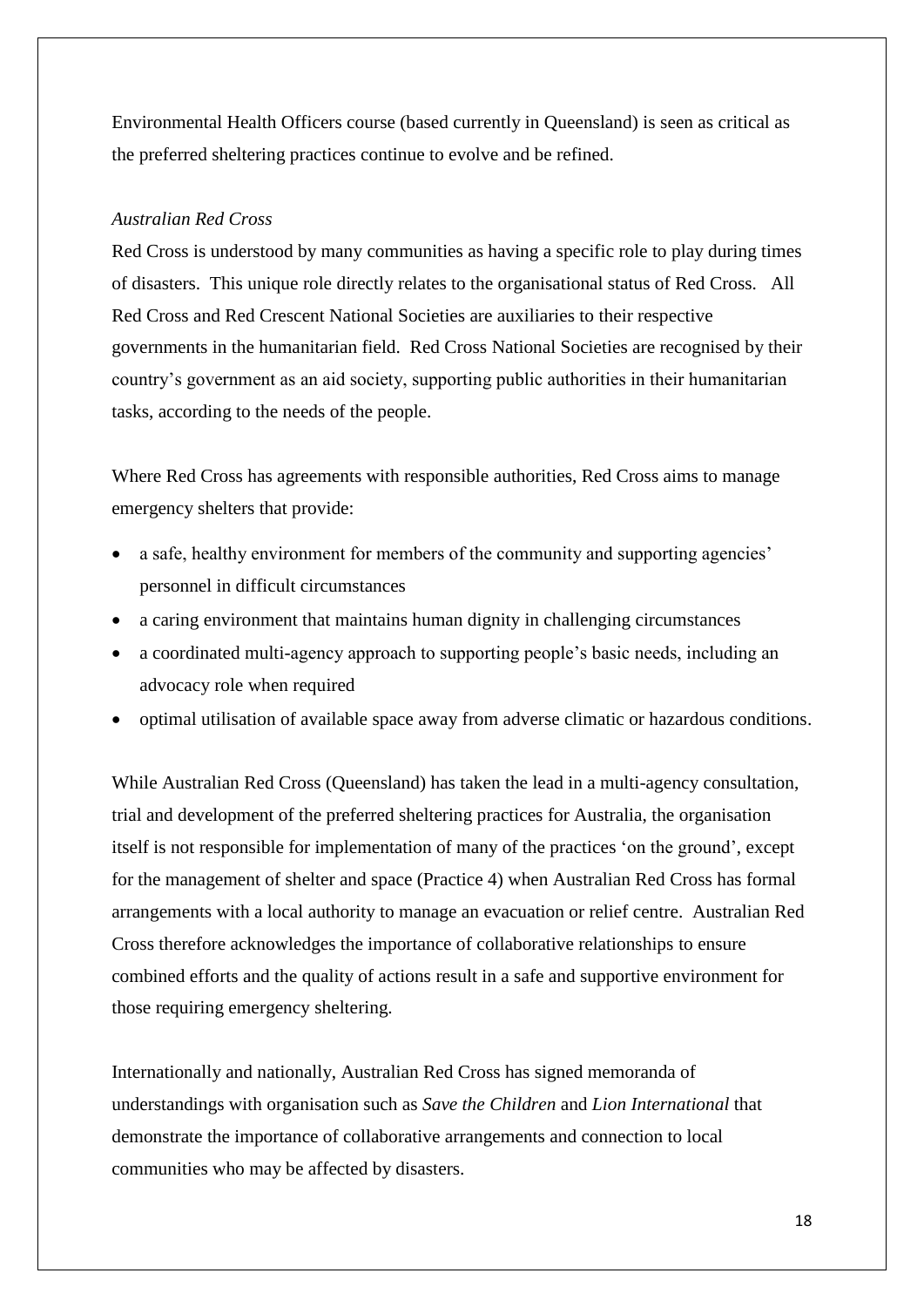Environmental Health Officers course (based currently in Queensland) is seen as critical as the preferred sheltering practices continue to evolve and be refined.

*Australian Red Cross*

Red Cross is understood by many communities as having a specific role to play during times of disasters. This unique role directly relates to the organisational status of Red Cross. All Red Cross and Red Crescent National Societies are auxiliaries to their respective governments in the humanitarian field. Red Cross National Societies are recognised by their country's government as an aid society, supporting public authorities in their humanitarian tasks, according to the needs of the people.

Where Red Cross has agreements with responsible authorities, Red Cross aims to manage emergency shelters that provide:

- a safe, healthy environment for members of the community and supporting agencies' personnel in difficult circumstances
- a caring environment that maintains human dignity in challenging circumstances
- a coordinated multi-agency approach to supporting people's basic needs, including an advocacy role when required
- optimal utilisation of available space away from adverse climatic or hazardous conditions.

While Australian Red Cross (Queensland) has taken the lead in a multi-agency consultation, trial and development of the preferred sheltering practices for Australia, the organisation itself is not responsible for implementation of many of the practices 'on the ground', except for the management of shelter and space (Practice 4) when Australian Red Cross has formal arrangements with a local authority to manage an evacuation or relief centre. Australian Red Cross therefore acknowledges the importance of collaborative relationships to ensure combined efforts and the quality of actions result in a safe and supportive environment for those requiring emergency sheltering.

Internationally and nationally, Australian Red Cross has signed memoranda of understandings with organisation such as *Save the Children* and *Lion International* that demonstrate the importance of collaborative arrangements and connection to local communities who may be affected by disasters.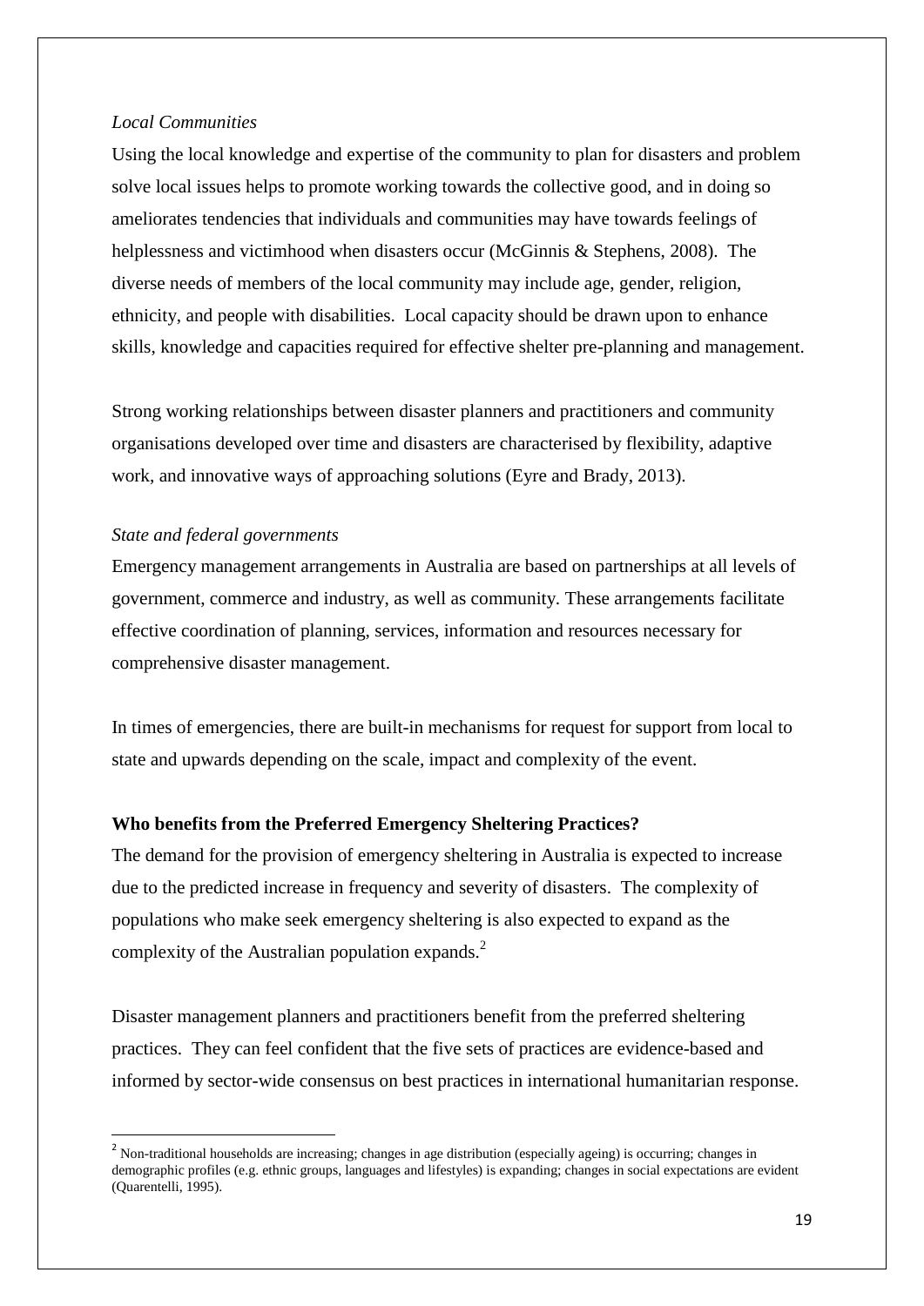*Local Communities*

Using the local knowledge and expertise of the community to plan for disasters and problem solve local issues helps to promote working towards the collective good, and in doing so ameliorates tendencies that individuals and communities may have towards feelings of helplessness and victimhood when disasters occur (McGinnis & Stephens, 2008). The diverse needs of members of the local community may include age, gender, religion, ethnicity, and people with disabilities. Local capacity should be drawn upon to enhance skills, knowledge and capacities required for effective shelter pre-planning and management.

Strong working relationships between disaster planners and practitioners and community organisations developed over time and disasters are characterised by flexibility, adaptive work, and innovative ways of approaching solutions (Eyre and Brady, 2013).

*State and federal governments*

Emergency management arrangements in Australia are based on partnerships at all levels of government, commerce and industry, as well as community. These arrangements facilitate effective coordination of planning, services, information and resources necessary for comprehensive disaster management.

In times of emergencies, there are built-in mechanisms for request for support from local to state and upwards depending on the scale, impact and complexity of the event.

**Who benefits from the Preferred Emergency Sheltering Practices?**

The demand for the provision of emergency sheltering in Australia is expected to increase due to the predicted increase in frequency and severity of disasters. The complexity of populations who make seek emergency sheltering is also expected to expand as the complexity of the Australian population expands.[2]

Disaster management planners and practitioners benefit from the preferred sheltering practices. They can feel confident that the five sets of practices are evidence-based and informed by sector-wide consensus on best practices in international humanitarian response.

[2] Non-traditional households are increasing; changes in age distribution (especially ageing) is occurring; changes in demographic profiles (e.g. ethnic groups, languages and lifestyles) is expanding; changes in social expectations are evident (Quarentelli, 1995).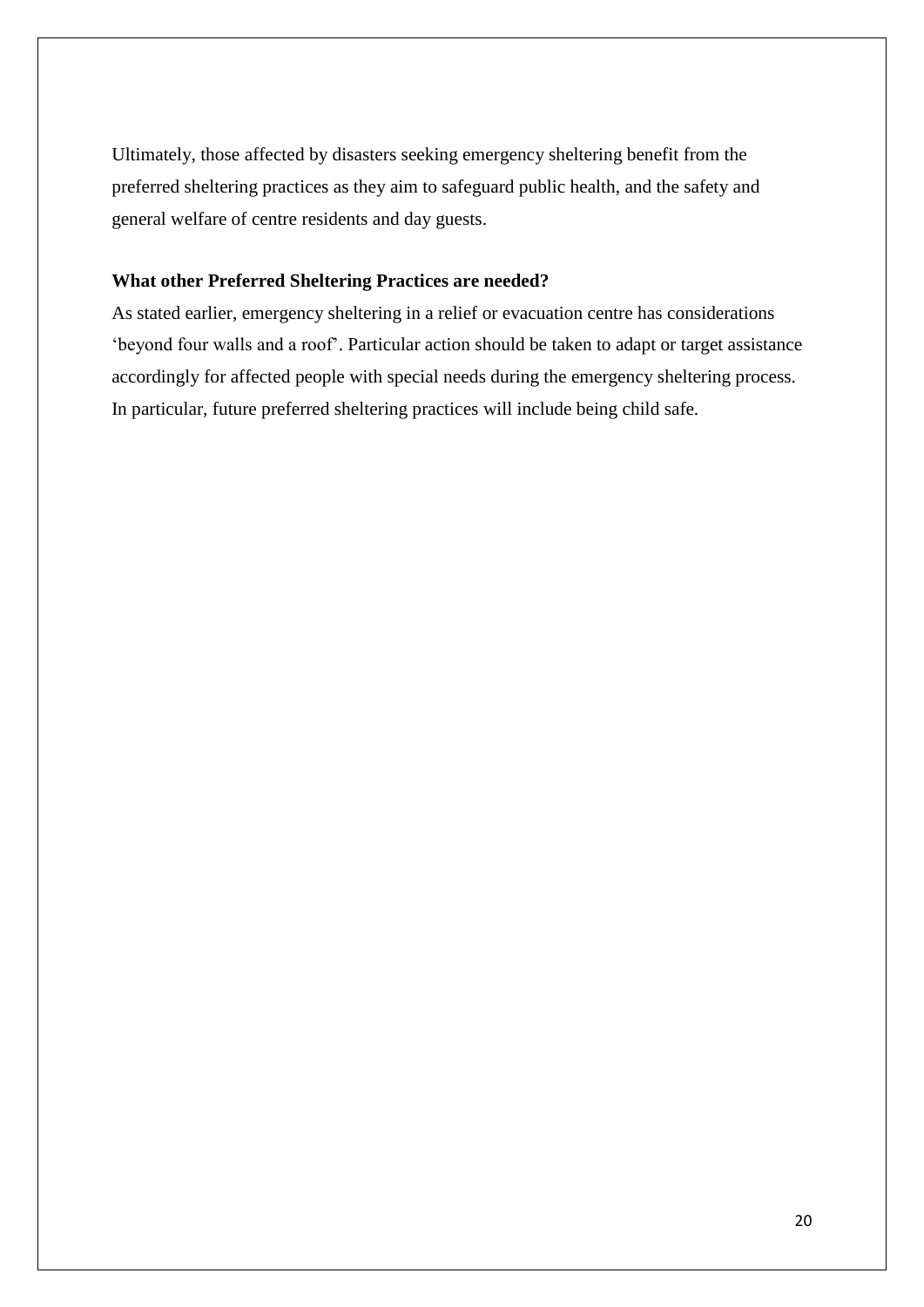Ultimately, those affected by disasters seeking emergency sheltering benefit from the preferred sheltering practices as they aim to safeguard public health, and the safety and general welfare of centre residents and day guests.

### What other Preferred Sheltering Practices are needed?

As stated earlier, emergency sheltering in a relief or evacuation centre has considerations 'beyond four walls and a roof'. Particular action should be taken to adapt or target assistance accordingly for affected people with special needs during the emergency sheltering process. In particular, future preferred sheltering practices will include being child safe.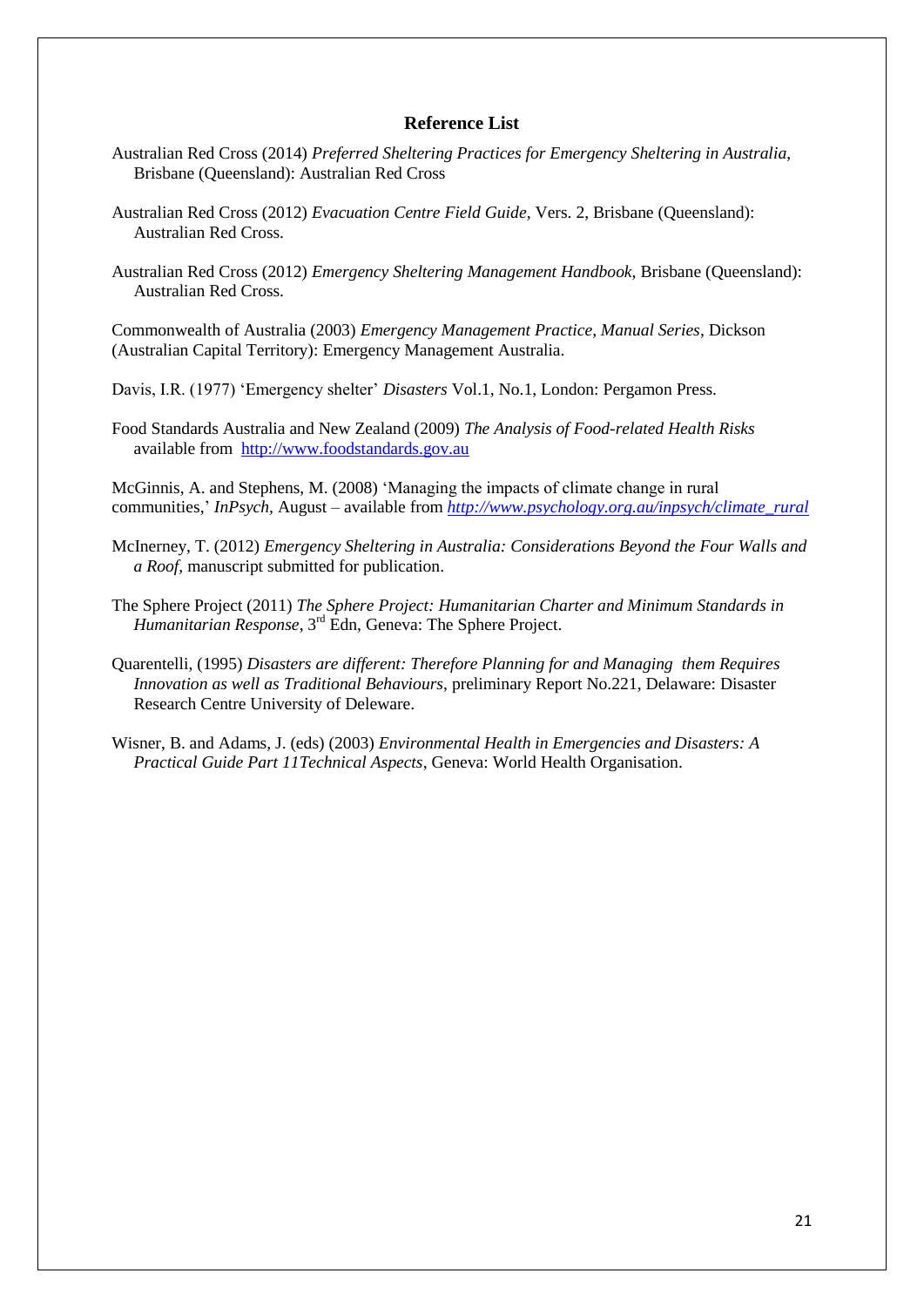# Reference List

Australian Red Cross (2014) *Preferred Sheltering Practices for Emergency Sheltering in Australia*, Brisbane (Queensland): Australian Red Cross

Australian Red Cross (2012) *Evacuation Centre Field Guide*, Vers. 2, Brisbane (Queensland): Australian Red Cross.

Australian Red Cross (2012) *Emergency Sheltering Management Handbook*, Brisbane (Queensland): Australian Red Cross.

Commonwealth of Australia (2003) *Emergency Management Practice, Manual Series,* Dickson (Australian Capital Territory): Emergency Management Australia.

Davis, I.R. (1977) 'Emergency shelter' *Disasters* Vol.1, No.1, London: Pergamon Press.

Food Standards Australia and New Zealand (2009) *The Analysis of Food-related Health Risks* available from http://www.foodstandards.gov.au

McGinnis, A. and Stephens, M. (2008) 'Managing the impacts of climate change in rural communities,' *InPsych,* August – available from *http://www.psychology.org.au/inpsych/climate_rural*

McInerney, T. (2012) *Emergency Sheltering in Australia: Considerations Beyond the Four Walls and a Roof*, manuscript submitted for publication.

The Sphere Project (2011) *The Sphere Project: Humanitarian Charter and Minimum Standards in Humanitarian Response*, 3rd Edn, Geneva: The Sphere Project.

Quarentelli, (1995) *Disasters are different: Therefore Planning for and Managing them Requires Innovation as well as Traditional Behaviours*, preliminary Report No.221, Delaware: Disaster Research Centre University of Deleware.

Wisner, B. and Adams, J. (eds) (2003) *Environmental Health in Emergencies and Disasters: A Practical Guide Part 11Technical Aspects*, Geneva: World Health Organisation.